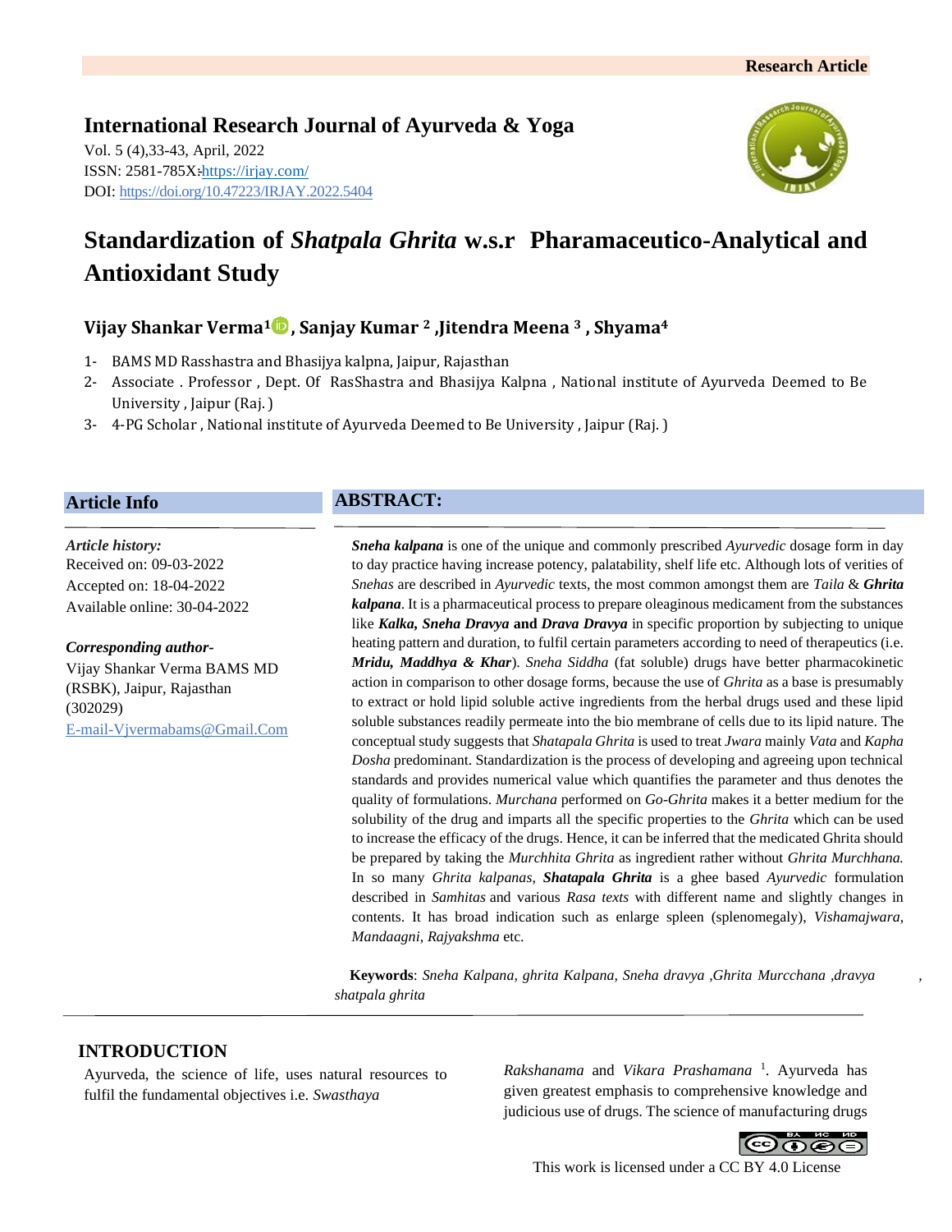Research Article

**International Research Journal of Ayurveda & Yoga**

Vol. 5 (4),33-43, April, 2022
ISSN: 2581-785X: https://irjay.com/
DOI: https://doi.org/10.47223/IRJAY.2022.5404

# Standardization of *Shatpala Ghrita* w.s.r Pharamaceutico-Analytical and Antioxidant Study

**Vijay Shankar Verma[1], Sanjay Kumar [2], Jitendra Meena [3], Shyama[4]**

1- BAMS MD Rasshastra and Bhasijya kalpna, Jaipur, Rajasthan
2- Associate . Professor , Dept. Of RasShastra and Bhasijya Kalpna , National institute of Ayurveda Deemed to Be University , Jaipur (Raj. )
3- 4-PG Scholar , National institute of Ayurveda Deemed to Be University , Jaipur (Raj. )

## Article Info

*Article history:*
Received on: 09-03-2022
Accepted on: 18-04-2022
Available online: 30-04-2022

*Corresponding author-*
Vijay Shankar Verma BAMS MD (RSBK), Jaipur, Rajasthan (302029)
E-mail-Vjvermabams@Gmail.Com

## ABSTRACT:

***Sneha kalpana*** is one of the unique and commonly prescribed *Ayurvedic* dosage form in day to day practice having increase potency, palatability, shelf life etc. Although lots of verities of *Snehas* are described in *Ayurvedic* texts, the most common amongst them are *Taila* & ***Ghrita kalpana***. It is a pharmaceutical process to prepare oleaginous medicament from the substances like ***Kalka, Sneha Dravya*** **and** ***Drava Dravya*** in specific proportion by subjecting to unique heating pattern and duration, to fulfil certain parameters according to need of therapeutics (i.e. ***Mridu, Maddhya & Khar***). *Sneha Siddha* (fat soluble) drugs have better pharmacokinetic action in comparison to other dosage forms, because the use of *Ghrita* as a base is presumably to extract or hold lipid soluble active ingredients from the herbal drugs used and these lipid soluble substances readily permeate into the bio membrane of cells due to its lipid nature. The conceptual study suggests that *Shatapala Ghrita* is used to treat *Jwara* mainly *Vata* and *Kapha Dosha* predominant. Standardization is the process of developing and agreeing upon technical standards and provides numerical value which quantifies the parameter and thus denotes the quality of formulations. *Murchana* performed on *Go-Ghrita* makes it a better medium for the solubility of the drug and imparts all the specific properties to the *Ghrita* which can be used to increase the efficacy of the drugs. Hence, it can be inferred that the medicated Ghrita should be prepared by taking the *Murchhita Ghrita* as ingredient rather without *Ghrita Murchhana.* In so many *Ghrita kalpanas*, ***Shatapala Ghrita*** is a ghee based *Ayurvedic* formulation described in *Samhitas* and various *Rasa texts* with different name and slightly changes in contents. It has broad indication such as enlarge spleen (splenomegaly), *Vishamajwara*, *Mandaagni*, *Rajyakshma* etc.

**Keywords**: *Sneha Kalpana, ghrita Kalpana, Sneha dravya ,Ghrita Murcchana ,dravya shatpala ghrita*

## INTRODUCTION

Ayurveda, the science of life, uses natural resources to fulfil the fundamental objectives i.e. *Swasthaya Rakshanama* and *Vikara Prashamana* [1]. Ayurveda has given greatest emphasis to comprehensive knowledge and judicious use of drugs. The science of manufacturing drugs

This work is licensed under a CC BY 4.0 License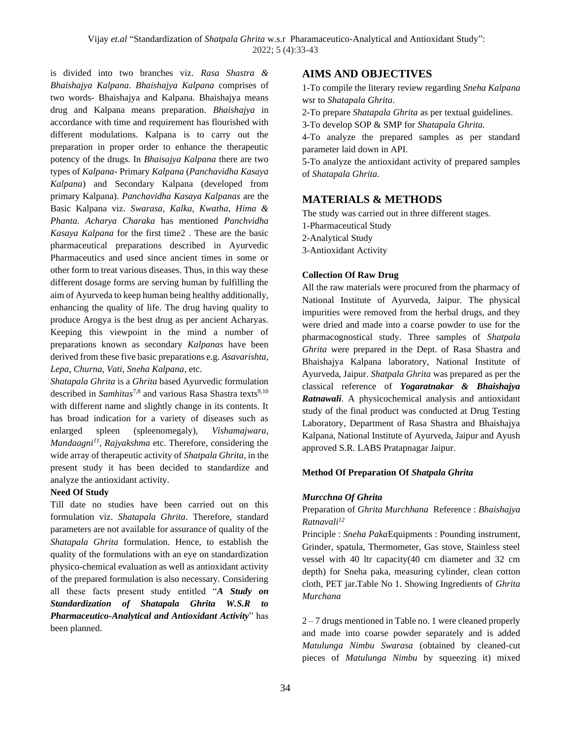is divided into two branches viz. *Rasa Shastra & Bhaishajya Kalpana*. *Bhaishajya Kalpana* comprises of two words- Bhaishajya and Kalpana. Bhaishajya means drug and Kalpana means preparation. *Bhaishajya* in accordance with time and requirement has flourished with different modulations. Kalpana is to carry out the preparation in proper order to enhance the therapeutic potency of the drugs. In *Bhaisajya Kalpana* there are two types of *Kalpana*- Primary *Kalpana* (*Panchavidha Kasaya Kalpana*) and Secondary Kalpana (developed from primary Kalpana). *Panchavidha Kasaya Kalpanas* are the Basic Kalpana viz. *Swarasa, Kalka, Kwatha, Hima & Phanta. Acharya Charaka* has mentioned *Panchvidha Kasaya Kalpana* for the first time2 . These are the basic pharmaceutical preparations described in Ayurvedic Pharmaceutics and used since ancient times in some or other form to treat various diseases. Thus, in this way these different dosage forms are serving human by fulfilling the aim of Ayurveda to keep human being healthy additionally, enhancing the quality of life. The drug having quality to produce Arogya is the best drug as per ancient Acharyas. Keeping this viewpoint in the mind a number of preparations known as secondary *Kalpanas* have been derived from these five basic preparations e.g. *Asavarishta, Lepa, Churna, Vati, Sneha Kalpana*, etc.

*Shatapala Ghrita* is a *Ghrita* based Ayurvedic formulation described in *Samhitas*[7,8] and various Rasa Shastra texts[9,10] with different name and slightly change in its contents. It has broad indication for a variety of diseases such as enlarged spleen (spleenomegaly), *Vishamajwara, Mandaagni*[11], *Rajyakshma* etc. Therefore, considering the wide array of therapeutic activity of *Shatpala Ghrita*, in the present study it has been decided to standardize and analyze the antioxidant activity.

**Need Of Study**

Till date no studies have been carried out on this formulation viz. *Shatapala Ghrita*. Therefore, standard parameters are not available for assurance of quality of the *Shatapala Ghrita* formulation. Hence, to establish the quality of the formulations with an eye on standardization physico-chemical evaluation as well as antioxidant activity of the prepared formulation is also necessary. Considering all these facts present study entitled "***A Study on Standardization of Shatapala Ghrita W.S.R to Pharmaceutico-Analytical and Antioxidant Activity***" has been planned.

## AIMS AND OBJECTIVES

1-To compile the literary review regarding *Sneha Kalpana* wsr to *Shatapala Ghrita*.

2-To prepare *Shatapala Ghrita* as per textual guidelines.

3-To develop SOP & SMP for *Shatapala Ghrita.*

4-To analyze the prepared samples as per standard parameter laid down in API.

5-To analyze the antioxidant activity of prepared samples of *Shatapala Ghrita*.

## MATERIALS & METHODS

The study was carried out in three different stages.

1-Pharmaceutical Study

2-Analytical Study

3-Antioxidant Activity

**Collection Of Raw Drug**

All the raw materials were procured from the pharmacy of National Institute of Ayurveda, Jaipur. The physical impurities were removed from the herbal drugs, and they were dried and made into a coarse powder to use for the pharmacognostical study. Three samples of *Shatpala Ghrita* were prepared in the Dept. of Rasa Shastra and Bhaishajya Kalpana laboratory, National Institute of Ayurveda, Jaipur. *Shatpala Ghrita* was prepared as per the classical reference of ***Yogaratnakar & Bhaishajya Ratnawali***. A physicochemical analysis and antioxidant study of the final product was conducted at Drug Testing Laboratory, Department of Rasa Shastra and Bhaishajya Kalpana, National Institute of Ayurveda, Jaipur and Ayush approved S.R. LABS Pratapnagar Jaipur.

**Method Of Preparation Of *Shatpala Ghrita***

***Murcchna Of Ghrita***

Preparation of *Ghrita Murchhana* Reference : *Bhaishajya Ratnavali*[12]

Principle : *Sneha Paka*Equipments : Pounding instrument, Grinder, spatula, Thermometer, Gas stove, Stainless steel vessel with 40 ltr capacity(40 cm diameter and 32 cm depth) for Sneha paka, measuring cylinder, clean cotton cloth, PET jar.Table No 1. Showing Ingredients of *Ghrita Murchana*

2 – 7 drugs mentioned in Table no. 1 were cleaned properly and made into coarse powder separately and is added *Matulunga Nimbu Swarasa* (obtained by cleaned-cut pieces of *Matulunga Nimbu* by squeezing it) mixed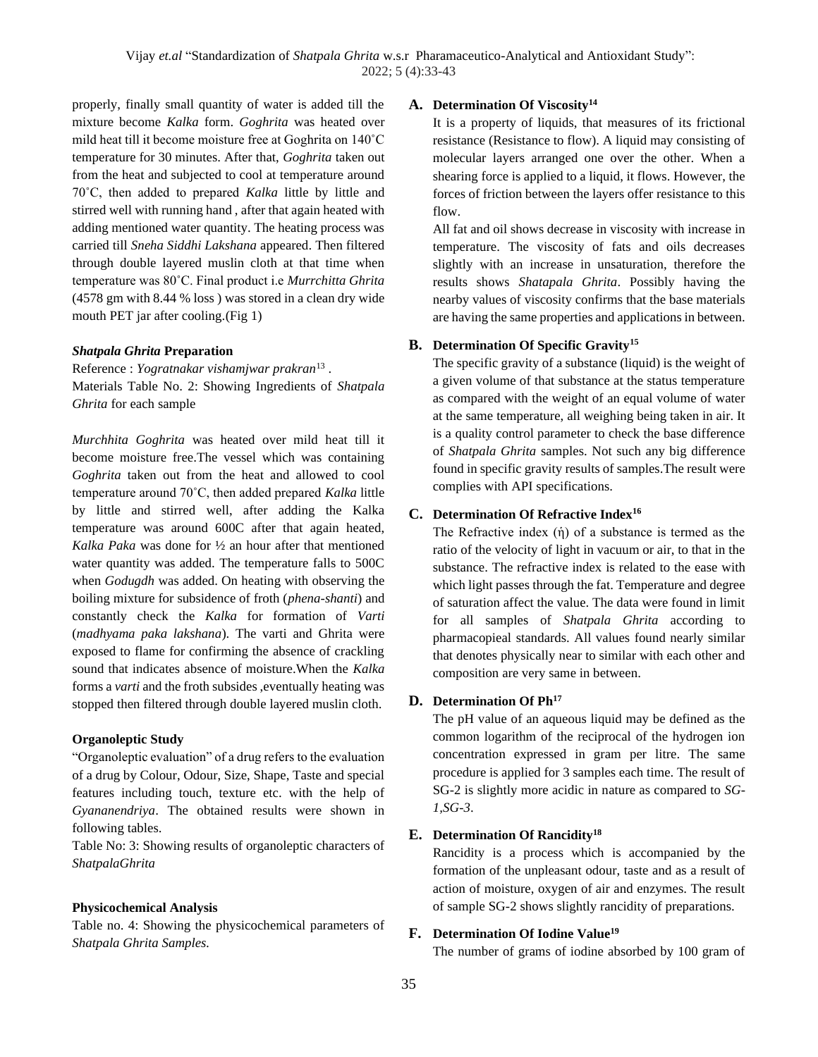properly, finally small quantity of water is added till the mixture become *Kalka* form. *Goghrita* was heated over mild heat till it become moisture free at Goghrita on 140˚C temperature for 30 minutes. After that, *Goghrita* taken out from the heat and subjected to cool at temperature around 70˚C, then added to prepared *Kalka* little by little and stirred well with running hand , after that again heated with adding mentioned water quantity. The heating process was carried till *Sneha Siddhi Lakshana* appeared. Then filtered through double layered muslin cloth at that time when temperature was 80˚C. Final product i.e *Murrchitta Ghrita* (4578 gm with 8.44 % loss ) was stored in a clean dry wide mouth PET jar after cooling.(Fig 1)

### *Shatpala Ghrita* Preparation

Reference : *Yogratnakar vishamjwar prakran*[13] .

Materials Table No. 2: Showing Ingredients of *Shatpala Ghrita* for each sample

*Murchhita Goghrita* was heated over mild heat till it become moisture free.The vessel which was containing *Goghrita* taken out from the heat and allowed to cool temperature around 70˚C, then added prepared *Kalka* little by little and stirred well, after adding the Kalka temperature was around 600C after that again heated, *Kalka Paka* was done for ½ an hour after that mentioned water quantity was added. The temperature falls to 500C when *Godugdh* was added. On heating with observing the boiling mixture for subsidence of froth (*phena-shanti*) and constantly check the *Kalka* for formation of *Varti* (*madhyama paka lakshana*). The varti and Ghrita were exposed to flame for confirming the absence of crackling sound that indicates absence of moisture.When the *Kalka* forms a *varti* and the froth subsides ,eventually heating was stopped then filtered through double layered muslin cloth.

### Organoleptic Study

"Organoleptic evaluation" of a drug refers to the evaluation of a drug by Colour, Odour, Size, Shape, Taste and special features including touch, texture etc. with the help of *Gyananendriya*. The obtained results were shown in following tables.

Table No: 3: Showing results of organoleptic characters of *ShatpalaGhrita*

### Physicochemical Analysis

Table no. 4: Showing the physicochemical parameters of *Shatpala Ghrita Samples.*

#### A. Determination Of Viscosity[14]

It is a property of liquids, that measures of its frictional resistance (Resistance to flow). A liquid may consisting of molecular layers arranged one over the other. When a shearing force is applied to a liquid, it flows. However, the forces of friction between the layers offer resistance to this flow.

All fat and oil shows decrease in viscosity with increase in temperature. The viscosity of fats and oils decreases slightly with an increase in unsaturation, therefore the results shows *Shatapala Ghrita*. Possibly having the nearby values of viscosity confirms that the base materials are having the same properties and applications in between.

#### B. Determination Of Specific Gravity[15]

The specific gravity of a substance (liquid) is the weight of a given volume of that substance at the status temperature as compared with the weight of an equal volume of water at the same temperature, all weighing being taken in air. It is a quality control parameter to check the base difference of *Shatpala Ghrita* samples. Not such any big difference found in specific gravity results of samples.The result were complies with API specifications.

#### C. Determination Of Refractive Index[16]

The Refractive index (ή) of a substance is termed as the ratio of the velocity of light in vacuum or air, to that in the substance. The refractive index is related to the ease with which light passes through the fat. Temperature and degree of saturation affect the value. The data were found in limit for all samples of *Shatpala Ghrita* according to pharmacopieal standards. All values found nearly similar that denotes physically near to similar with each other and composition are very same in between.

#### D. Determination Of Ph[17]

The pH value of an aqueous liquid may be defined as the common logarithm of the reciprocal of the hydrogen ion concentration expressed in gram per litre. The same procedure is applied for 3 samples each time. The result of SG-2 is slightly more acidic in nature as compared to *SG-1,SG-3*.

#### E. Determination Of Rancidity[18]

Rancidity is a process which is accompanied by the formation of the unpleasant odour, taste and as a result of action of moisture, oxygen of air and enzymes. The result of sample SG-2 shows slightly rancidity of preparations.

#### F. Determination Of Iodine Value[19]

The number of grams of iodine absorbed by 100 gram of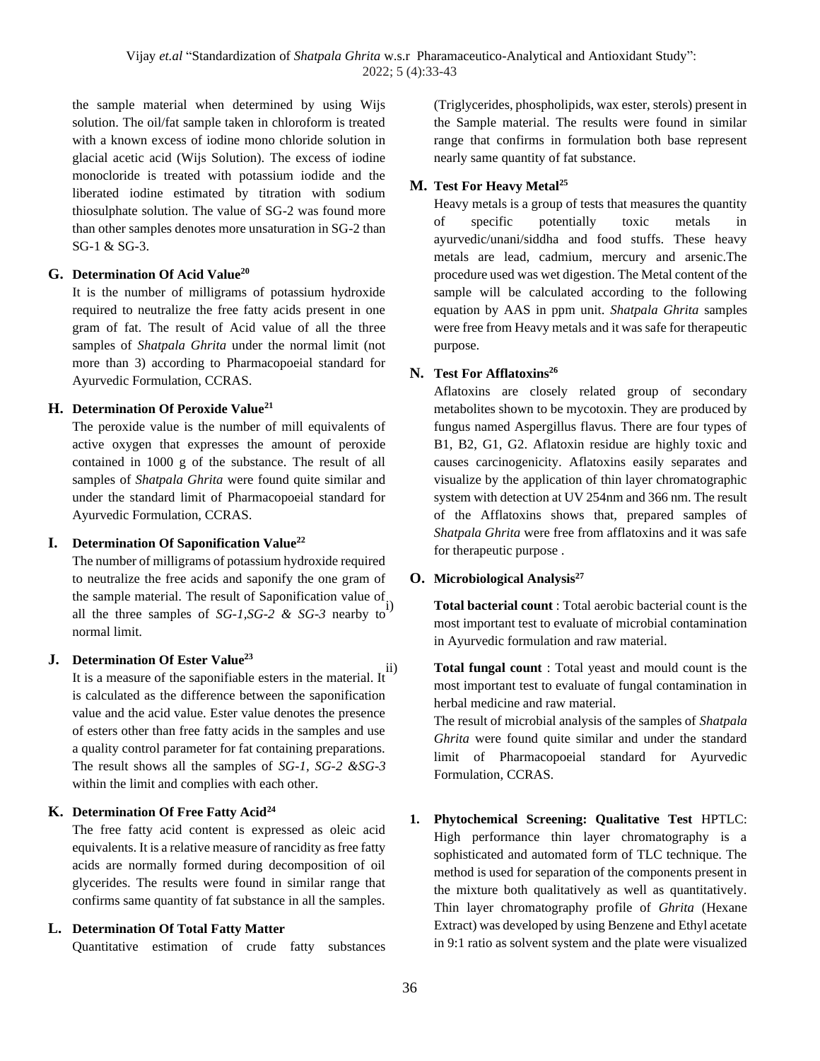the sample material when determined by using Wijs solution. The oil/fat sample taken in chloroform is treated with a known excess of iodine mono chloride solution in glacial acetic acid (Wijs Solution). The excess of iodine monocloride is treated with potassium iodide and the liberated iodine estimated by titration with sodium thiosulphate solution. The value of SG-2 was found more than other samples denotes more unsaturation in SG-2 than SG-1 & SG-3.

**G. Determination Of Acid Value[20]**

It is the number of milligrams of potassium hydroxide required to neutralize the free fatty acids present in one gram of fat. The result of Acid value of all the three samples of *Shatpala Ghrita* under the normal limit (not more than 3) according to Pharmacopoeial standard for Ayurvedic Formulation, CCRAS.

**H. Determination Of Peroxide Value[21]**

The peroxide value is the number of mill equivalents of active oxygen that expresses the amount of peroxide contained in 1000 g of the substance. The result of all samples of *Shatpala Ghrita* were found quite similar and under the standard limit of Pharmacopoeial standard for Ayurvedic Formulation, CCRAS.

**I. Determination Of Saponification Value[22]**

The number of milligrams of potassium hydroxide required to neutralize the free acids and saponify the one gram of the sample material. The result of Saponification value of all the three samples of *SG-1,SG-2 & SG-3* nearby to normal limit.

**J. Determination Of Ester Value[23]**

It is a measure of the saponifiable esters in the material. It is calculated as the difference between the saponification value and the acid value. Ester value denotes the presence of esters other than free fatty acids in the samples and use a quality control parameter for fat containing preparations. The result shows all the samples of *SG-1, SG-2 &SG-3* within the limit and complies with each other.

**K. Determination Of Free Fatty Acid[24]**

The free fatty acid content is expressed as oleic acid equivalents. It is a relative measure of rancidity as free fatty acids are normally formed during decomposition of oil glycerides. The results were found in similar range that confirms same quantity of fat substance in all the samples.

**L. Determination Of Total Fatty Matter**

Quantitative estimation of crude fatty substances (Triglycerides, phospholipids, wax ester, sterols) present in the Sample material. The results were found in similar range that confirms in formulation both base represent nearly same quantity of fat substance.

**M. Test For Heavy Metal[25]**

Heavy metals is a group of tests that measures the quantity of specific potentially toxic metals in ayurvedic/unani/siddha and food stuffs. These heavy metals are lead, cadmium, mercury and arsenic.The procedure used was wet digestion. The Metal content of the sample will be calculated according to the following equation by AAS in ppm unit. *Shatpala Ghrita* samples were free from Heavy metals and it was safe for therapeutic purpose.

**N. Test For Afflatoxins[26]**

Aflatoxins are closely related group of secondary metabolites shown to be mycotoxin. They are produced by fungus named Aspergillus flavus. There are four types of B1, B2, G1, G2. Aflatoxin residue are highly toxic and causes carcinogenicity. Aflatoxins easily separates and visualize by the application of thin layer chromatographic system with detection at UV 254nm and 366 nm. The result of the Afflatoxins shows that, prepared samples of *Shatpala Ghrita* were free from afflatoxins and it was safe for therapeutic purpose .

**O. Microbiological Analysis[27]**

i) **Total bacterial count** : Total aerobic bacterial count is the most important test to evaluate of microbial contamination in Ayurvedic formulation and raw material.

ii) **Total fungal count** : Total yeast and mould count is the most important test to evaluate of fungal contamination in herbal medicine and raw material.

The result of microbial analysis of the samples of *Shatpala Ghrita* were found quite similar and under the standard limit of Pharmacopoeial standard for Ayurvedic Formulation, CCRAS.

1. **Phytochemical Screening: Qualitative Test** HPTLC: High performance thin layer chromatography is a sophisticated and automated form of TLC technique. The method is used for separation of the components present in the mixture both qualitatively as well as quantitatively. Thin layer chromatography profile of *Ghrita* (Hexane Extract) was developed by using Benzene and Ethyl acetate in 9:1 ratio as solvent system and the plate were visualized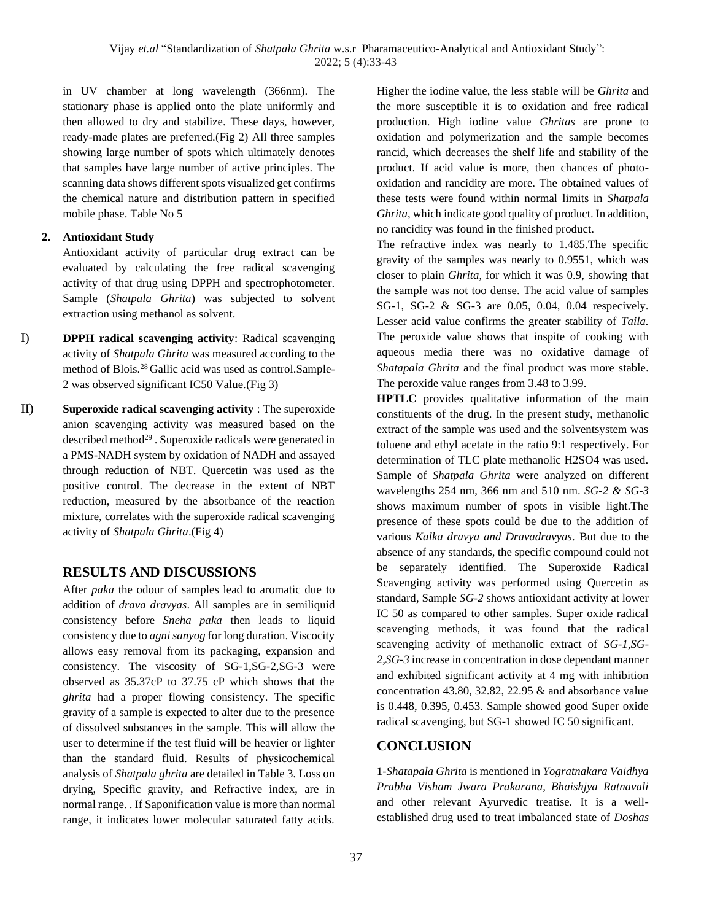in UV chamber at long wavelength (366nm). The stationary phase is applied onto the plate uniformly and then allowed to dry and stabilize. These days, however, ready-made plates are preferred.(Fig 2) All three samples showing large number of spots which ultimately denotes that samples have large number of active principles. The scanning data shows different spots visualized get confirms the chemical nature and distribution pattern in specified mobile phase. Table No 5

**2. Antioxidant Study**

Antioxidant activity of particular drug extract can be evaluated by calculating the free radical scavenging activity of that drug using DPPH and spectrophotometer. Sample (*Shatpala Ghrita*) was subjected to solvent extraction using methanol as solvent.

I) **DPPH radical scavenging activity**: Radical scavenging activity of *Shatpala Ghrita* was measured according to the method of Blois.[28] Gallic acid was used as control.Sample-2 was observed significant IC50 Value.(Fig 3)

II) **Superoxide radical scavenging activity** : The superoxide anion scavenging activity was measured based on the described method[29] . Superoxide radicals were generated in a PMS-NADH system by oxidation of NADH and assayed through reduction of NBT. Quercetin was used as the positive control. The decrease in the extent of NBT reduction, measured by the absorbance of the reaction mixture, correlates with the superoxide radical scavenging activity of *Shatpala Ghrita*.(Fig 4)

## RESULTS AND DISCUSSIONS

After *paka* the odour of samples lead to aromatic due to addition of *drava dravyas*. All samples are in semiliquid consistency before *Sneha paka* then leads to liquid consistency due to *agni sanyog* for long duration. Viscocity allows easy removal from its packaging, expansion and consistency. The viscosity of SG-1,SG-2,SG-3 were observed as 35.37cP to 37.75 cP which shows that the *ghrita* had a proper flowing consistency. The specific gravity of a sample is expected to alter due to the presence of dissolved substances in the sample. This will allow the user to determine if the test fluid will be heavier or lighter than the standard fluid. Results of physicochemical analysis of *Shatpala ghrita* are detailed in Table 3. Loss on drying, Specific gravity, and Refractive index, are in normal range. . If Saponification value is more than normal range, it indicates lower molecular saturated fatty acids. Higher the iodine value, the less stable will be *Ghrita* and the more susceptible it is to oxidation and free radical production. High iodine value *Ghritas* are prone to oxidation and polymerization and the sample becomes rancid, which decreases the shelf life and stability of the product. If acid value is more, then chances of photo-oxidation and rancidity are more. The obtained values of these tests were found within normal limits in *Shatpala Ghrita*, which indicate good quality of product. In addition, no rancidity was found in the finished product.

The refractive index was nearly to 1.485.The specific gravity of the samples was nearly to 0.9551, which was closer to plain *Ghrita*, for which it was 0.9, showing that the sample was not too dense. The acid value of samples SG-1, SG-2 & SG-3 are 0.05, 0.04, 0.04 respecively. Lesser acid value confirms the greater stability of *Taila.* The peroxide value shows that inspite of cooking with aqueous media there was no oxidative damage of *Shatapala Ghrita* and the final product was more stable. The peroxide value ranges from 3.48 to 3.99.

**HPTLC** provides qualitative information of the main constituents of the drug. In the present study, methanolic extract of the sample was used and the solventsystem was toluene and ethyl acetate in the ratio 9:1 respectively. For determination of TLC plate methanolic $H_2SO_4$ was used. Sample of *Shatpala Ghrita* were analyzed on different wavelengths 254 nm, 366 nm and 510 nm. *SG-2 & SG-3* shows maximum number of spots in visible light.The presence of these spots could be due to the addition of various *Kalka dravya and Dravadravyas*. But due to the absence of any standards, the specific compound could not be separately identified. The Superoxide Radical Scavenging activity was performed using Quercetin as standard, Sample *SG-2* shows antioxidant activity at lower IC 50 as compared to other samples. Super oxide radical scavenging methods, it was found that the radical scavenging activity of methanolic extract of *SG-1,SG-2,SG-3* increase in concentration in dose dependant manner and exhibited significant activity at 4 mg with inhibition concentration 43.80, 32.82, 22.95 & and absorbance value is 0.448, 0.395, 0.453. Sample showed good Super oxide radical scavenging, but SG-1 showed IC 50 significant.

## CONCLUSION

1-*Shatapala Ghrita* is mentioned in *Yogratnakara Vaidhya Prabha Visham Jwara Prakarana, Bhaishjya Ratnavali* and other relevant Ayurvedic treatise. It is a well-established drug used to treat imbalanced state of *Doshas*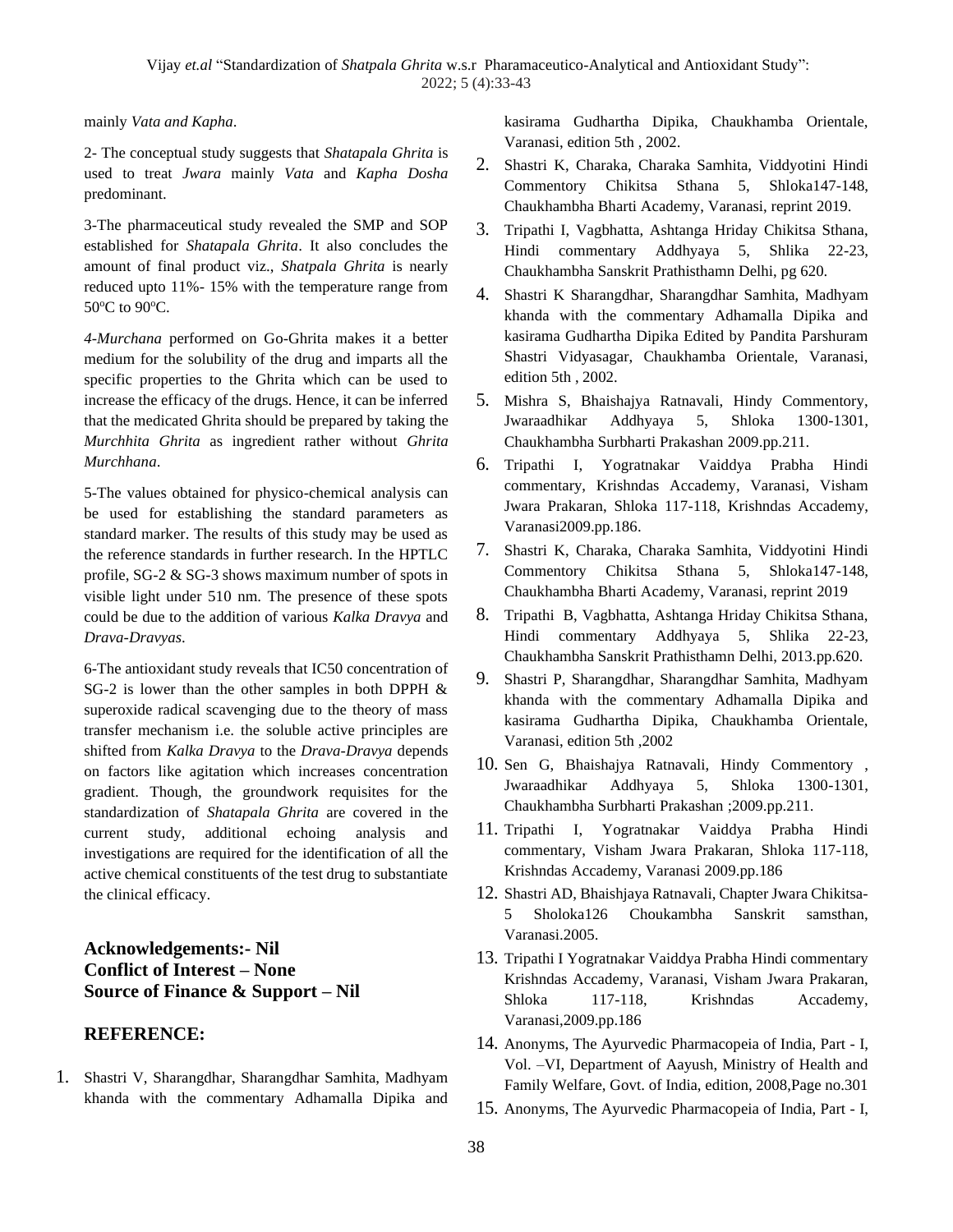mainly *Vata and Kapha*.

2- The conceptual study suggests that *Shatapala Ghrita* is used to treat *Jwara* mainly *Vata* and *Kapha Dosha* predominant.

3-The pharmaceutical study revealed the SMP and SOP established for *Shatapala Ghrita*. It also concludes the amount of final product viz., *Shatpala Ghrita* is nearly reduced upto 11%- 15% with the temperature range from 50°C to 90°C.

*4-Murchana* performed on Go-Ghrita makes it a better medium for the solubility of the drug and imparts all the specific properties to the Ghrita which can be used to increase the efficacy of the drugs. Hence, it can be inferred that the medicated Ghrita should be prepared by taking the *Murchhita Ghrita* as ingredient rather without *Ghrita Murchhana*.

5-The values obtained for physico-chemical analysis can be used for establishing the standard parameters as standard marker. The results of this study may be used as the reference standards in further research. In the HPTLC profile, SG-2 & SG-3 shows maximum number of spots in visible light under 510 nm. The presence of these spots could be due to the addition of various *Kalka Dravya* and *Drava-Dravyas*.

6-The antioxidant study reveals that IC50 concentration of SG-2 is lower than the other samples in both DPPH & superoxide radical scavenging due to the theory of mass transfer mechanism i.e. the soluble active principles are shifted from *Kalka Dravya* to the *Drava-Dravya* depends on factors like agitation which increases concentration gradient. Though, the groundwork requisites for the standardization of *Shatapala Ghrita* are covered in the current study, additional echoing analysis and investigations are required for the identification of all the active chemical constituents of the test drug to substantiate the clinical efficacy.

**Acknowledgements:- Nil**
**Conflict of Interest – None**
**Source of Finance & Support – Nil**

## REFERENCE:

1. Shastri V, Sharangdhar, Sharangdhar Samhita, Madhyam khanda with the commentary Adhamalla Dipika and kasirama Gudhartha Dipika, Chaukhamba Orientale, Varanasi, edition 5th , 2002.
2. Shastri K, Charaka, Charaka Samhita, Viddyotini Hindi Commentory Chikitsa Sthana 5, Shloka147-148, Chaukhambha Bharti Academy, Varanasi, reprint 2019.
3. Tripathi I, Vagbhatta, Ashtanga Hriday Chikitsa Sthana, Hindi commentary Addhyaya 5, Shlika 22-23, Chaukhambha Sanskrit Prathisthamn Delhi, pg 620.
4. Shastri K Sharangdhar, Sharangdhar Samhita, Madhyam khanda with the commentary Adhamalla Dipika and kasirama Gudhartha Dipika Edited by Pandita Parshuram Shastri Vidyasagar, Chaukhamba Orientale, Varanasi, edition 5th , 2002.
5. Mishra S, Bhaishajya Ratnavali, Hindy Commentory, Jwaraadhikar Addhyaya 5, Shloka 1300-1301, Chaukhambha Surbharti Prakashan 2009.pp.211.
6. Tripathi I, Yogratnakar Vaiddya Prabha Hindi commentary, Krishndas Accademy, Varanasi, Visham Jwara Prakaran, Shloka 117-118, Krishndas Accademy, Varanasi2009.pp.186.
7. Shastri K, Charaka, Charaka Samhita, Viddyotini Hindi Commentory Chikitsa Sthana 5, Shloka147-148, Chaukhambha Bharti Academy, Varanasi, reprint 2019
8. Tripathi B, Vagbhatta, Ashtanga Hriday Chikitsa Sthana, Hindi commentary Addhyaya 5, Shlika 22-23, Chaukhambha Sanskrit Prathisthamn Delhi, 2013.pp.620.
9. Shastri P, Sharangdhar, Sharangdhar Samhita, Madhyam khanda with the commentary Adhamalla Dipika and kasirama Gudhartha Dipika, Chaukhamba Orientale, Varanasi, edition 5th ,2002
10. Sen G, Bhaishajya Ratnavali, Hindy Commentory , Jwaraadhikar Addhyaya 5, Shloka 1300-1301, Chaukhambha Surbharti Prakashan ;2009.pp.211.
11. Tripathi I, Yogratnakar Vaiddya Prabha Hindi commentary, Visham Jwara Prakaran, Shloka 117-118, Krishndas Accademy, Varanasi 2009.pp.186
12. Shastri AD, Bhaishjaya Ratnavali, Chapter Jwara Chikitsa-5 Sholoka126 Choukambha Sanskrit samsthan, Varanasi.2005.
13. Tripathi I Yogratnakar Vaiddya Prabha Hindi commentary Krishndas Accademy, Varanasi, Visham Jwara Prakaran, Shloka 117-118, Krishndas Accademy, Varanasi,2009.pp.186
14. Anonyms, The Ayurvedic Pharmacopeia of India, Part - I, Vol. –VI, Department of Aayush, Ministry of Health and Family Welfare, Govt. of India, edition, 2008,Page no.301
15. Anonyms, The Ayurvedic Pharmacopeia of India, Part - I,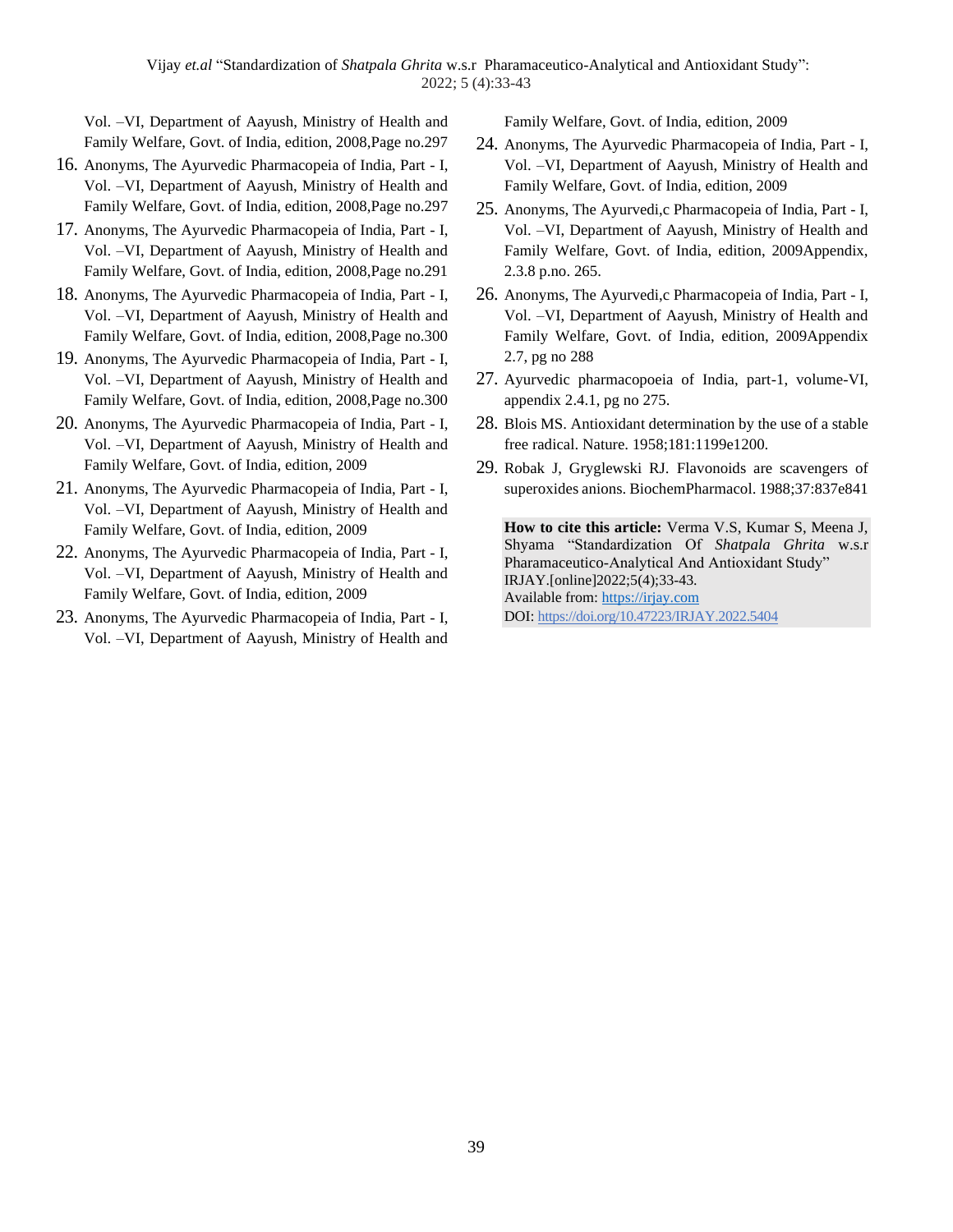Vol. –VI, Department of Aayush, Ministry of Health and Family Welfare, Govt. of India, edition, 2008,Page no.297

16. Anonyms, The Ayurvedic Pharmacopeia of India, Part - I, Vol. –VI, Department of Aayush, Ministry of Health and Family Welfare, Govt. of India, edition, 2008,Page no.297
17. Anonyms, The Ayurvedic Pharmacopeia of India, Part - I, Vol. –VI, Department of Aayush, Ministry of Health and Family Welfare, Govt. of India, edition, 2008,Page no.291
18. Anonyms, The Ayurvedic Pharmacopeia of India, Part - I, Vol. –VI, Department of Aayush, Ministry of Health and Family Welfare, Govt. of India, edition, 2008,Page no.300
19. Anonyms, The Ayurvedic Pharmacopeia of India, Part - I, Vol. –VI, Department of Aayush, Ministry of Health and Family Welfare, Govt. of India, edition, 2008,Page no.300
20. Anonyms, The Ayurvedic Pharmacopeia of India, Part - I, Vol. –VI, Department of Aayush, Ministry of Health and Family Welfare, Govt. of India, edition, 2009
21. Anonyms, The Ayurvedic Pharmacopeia of India, Part - I, Vol. –VI, Department of Aayush, Ministry of Health and Family Welfare, Govt. of India, edition, 2009
22. Anonyms, The Ayurvedic Pharmacopeia of India, Part - I, Vol. –VI, Department of Aayush, Ministry of Health and Family Welfare, Govt. of India, edition, 2009
23. Anonyms, The Ayurvedic Pharmacopeia of India, Part - I, Vol. –VI, Department of Aayush, Ministry of Health and Family Welfare, Govt. of India, edition, 2009
24. Anonyms, The Ayurvedic Pharmacopeia of India, Part - I, Vol. –VI, Department of Aayush, Ministry of Health and Family Welfare, Govt. of India, edition, 2009
25. Anonyms, The Ayurvedi,c Pharmacopeia of India, Part - I, Vol. –VI, Department of Aayush, Ministry of Health and Family Welfare, Govt. of India, edition, 2009Appendix, 2.3.8 p.no. 265.
26. Anonyms, The Ayurvedi,c Pharmacopeia of India, Part - I, Vol. –VI, Department of Aayush, Ministry of Health and Family Welfare, Govt. of India, edition, 2009Appendix 2.7, pg no 288
27. Ayurvedic pharmacopoeia of India, part-1, volume-VI, appendix 2.4.1, pg no 275.
28. Blois MS. Antioxidant determination by the use of a stable free radical. Nature. 1958;181:1199e1200.
29. Robak J, Gryglewski RJ. Flavonoids are scavengers of superoxides anions. BiochemPharmacol. 1988;37:837e841

**How to cite this article:** Verma V.S, Kumar S, Meena J, Shyama “Standardization Of *Shatpala Ghrita* w.s.r Pharamaceutico-Analytical And Antioxidant Study” IRJAY.[online]2022;5(4);33-43.
Available from: https://irjay.com
DOI: https://doi.org/10.47223/IRJAY.2022.5404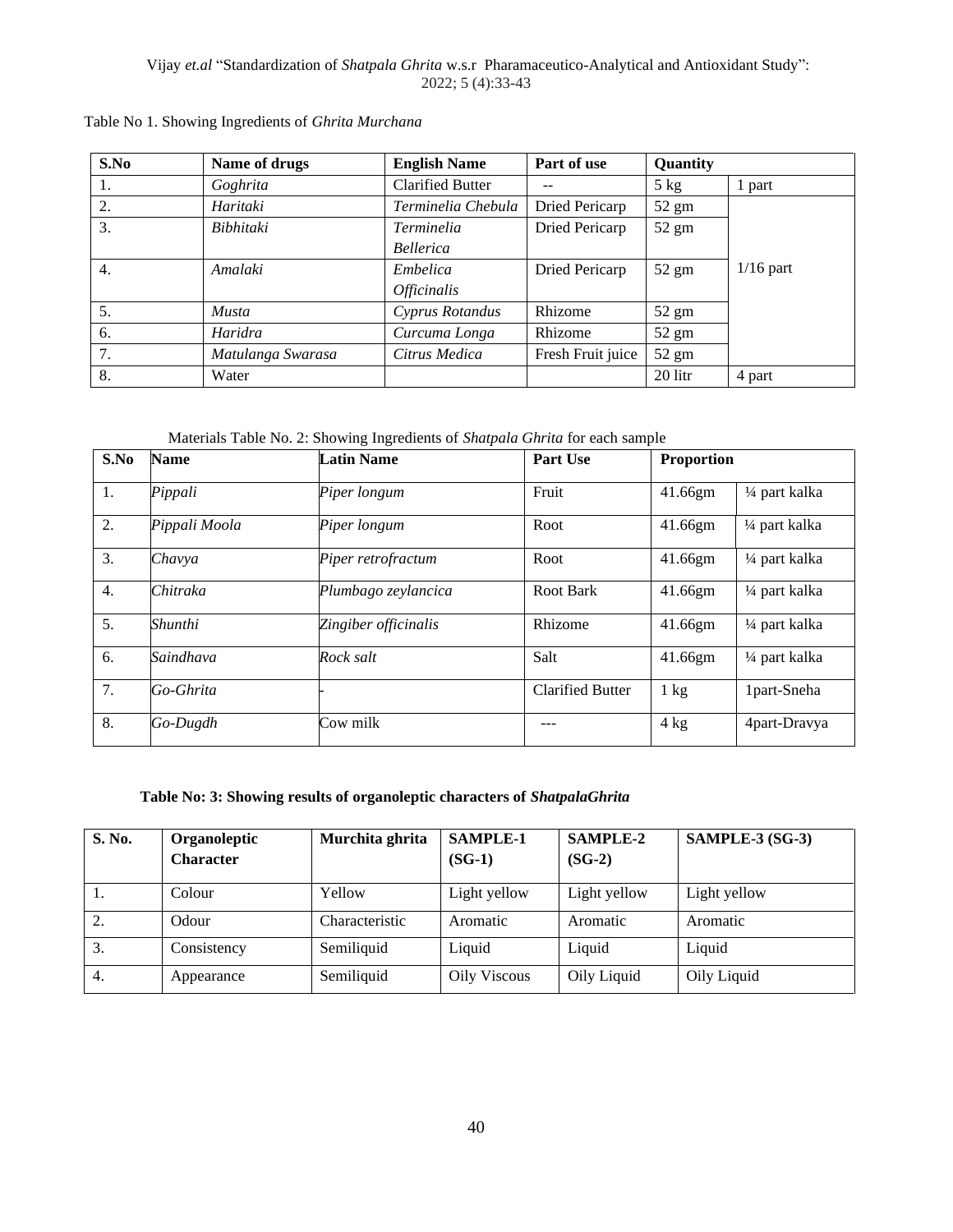Table No 1. Showing Ingredients of *Ghrita Murchana*

| S.No | Name of drugs | English Name | Part of use | Quantity | |
|---|---|---|---|---|---|
| 1. | *Goghrita* | Clarified Butter | -- | 5 kg | 1 part |
| 2. | *Haritaki* | *Terminelia Chebula* | Dried Pericarp | 52 gm | 1/16 part |
| 3. | *Bibhitaki* | *Terminelia Bellerica* | Dried Pericarp | 52 gm | |
| 4. | *Amalaki* | *Embelica Officinalis* | Dried Pericarp | 52 gm | |
| 5. | *Musta* | *Cyprus Rotandus* | Rhizome | 52 gm | |
| 6. | *Haridra* | *Curcuma Longa* | Rhizome | 52 gm | |
| 7. | *Matulanga Swarasa* | *Citrus Medica* | Fresh Fruit juice | 52 gm | |
| 8. | Water | | | 20 litr | 4 part |

Materials Table No. 2: Showing Ingredients of *Shatpala Ghrita* for each sample

| S.No | Name | Latin Name | Part Use | Proportion | |
|---|---|---|---|---|---|
| 1. | *Pippali* | *Piper longum* | Fruit | 41.66gm | ¼ part kalka |
| 2. | *Pippali Moola* | *Piper longum* | Root | 41.66gm | ¼ part kalka |
| 3. | *Chavya* | *Piper retrofractum* | Root | 41.66gm | ¼ part kalka |
| 4. | *Chitraka* | *Plumbago zeylancica* | Root Bark | 41.66gm | ¼ part kalka |
| 5. | *Shunthi* | *Zingiber officinalis* | Rhizome | 41.66gm | ¼ part kalka |
| 6. | *Saindhava* | *Rock salt* | Salt | 41.66gm | ¼ part kalka |
| 7. | *Go-Ghrita* | - | Clarified Butter | 1 kg | 1part-Sneha |
| 8. | *Go-Dugdh* | Cow milk | --- | 4 kg | 4part-Dravya |

**Table No: 3: Showing results of organoleptic characters of *ShatpalaGhrita***

| S. No. | Organoleptic Character | Murchita ghrita | SAMPLE-1 (SG-1) | SAMPLE-2 (SG-2) | SAMPLE-3 (SG-3) |
|---|---|---|---|---|---|
| 1. | Colour | Yellow | Light yellow | Light yellow | Light yellow |
| 2. | Odour | Characteristic | Aromatic | Aromatic | Aromatic |
| 3. | Consistency | Semiliquid | Liquid | Liquid | Liquid |
| 4. | Appearance | Semiliquid | Oily Viscous | Oily Liquid | Oily Liquid |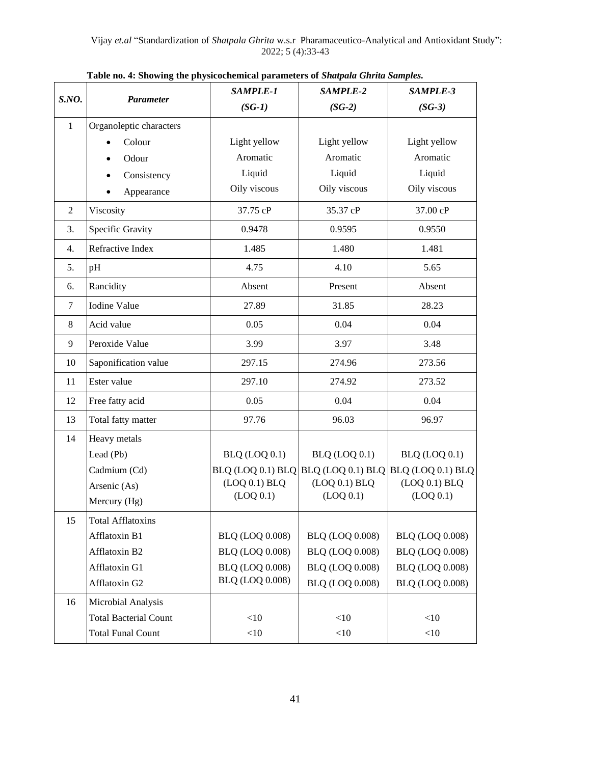**Table no. 4: Showing the physicochemical parameters of *Shatpala Ghrita Samples.***

| *S.NO.* | *Parameter* | *SAMPLE-1 (SG-1)* | *SAMPLE-2 (SG-2)* | *SAMPLE-3 (SG-3)* |
|---|---|---|---|---|
| 1 | Organoleptic characters<br>• Colour<br>• Odour<br>• Consistency<br>• Appearance | Light yellow<br>Aromatic<br>Liquid<br>Oily viscous | Light yellow<br>Aromatic<br>Liquid<br>Oily viscous | Light yellow<br>Aromatic<br>Liquid<br>Oily viscous |
| 2 | Viscosity | 37.75 cP | 35.37 cP | 37.00 cP |
| 3. | Specific Gravity | 0.9478 | 0.9595 | 0.9550 |
| 4. | Refractive Index | 1.485 | 1.480 | 1.481 |
| 5. | pH | 4.75 | 4.10 | 5.65 |
| 6. | Rancidity | Absent | Present | Absent |
| 7 | Iodine Value | 27.89 | 31.85 | 28.23 |
| 8 | Acid value | 0.05 | 0.04 | 0.04 |
| 9 | Peroxide Value | 3.99 | 3.97 | 3.48 |
| 10 | Saponification value | 297.15 | 274.96 | 273.56 |
| 11 | Ester value | 297.10 | 274.92 | 273.52 |
| 12 | Free fatty acid | 0.05 | 0.04 | 0.04 |
| 13 | Total fatty matter | 97.76 | 96.03 | 96.97 |
| 14 | Heavy metals<br>Lead (Pb)<br>Cadmium (Cd)<br>Arsenic (As)<br>Mercury (Hg) | BLQ (LOQ 0.1)<br>BLQ (LOQ 0.1) BLQ (LOQ 0.1) BLQ (LOQ 0.1) | BLQ (LOQ 0.1)<br>BLQ (LOQ 0.1) BLQ (LOQ 0.1) BLQ (LOQ 0.1) | BLQ (LOQ 0.1)<br>BLQ (LOQ 0.1) BLQ (LOQ 0.1) BLQ (LOQ 0.1) |
| 15 | Total Afflatoxins<br>Afflatoxin B1<br>Afflatoxin B2<br>Afflatoxin G1<br>Afflatoxin G2 | BLQ (LOQ 0.008)<br>BLQ (LOQ 0.008)<br>BLQ (LOQ 0.008)<br>BLQ (LOQ 0.008) | BLQ (LOQ 0.008)<br>BLQ (LOQ 0.008)<br>BLQ (LOQ 0.008)<br>BLQ (LOQ 0.008) | BLQ (LOQ 0.008)<br>BLQ (LOQ 0.008)<br>BLQ (LOQ 0.008)<br>BLQ (LOQ 0.008) |
| 16 | Microbial Analysis<br>Total Bacterial Count<br>Total Funal Count | <10<br><10 | <10<br><10 | <10<br><10 |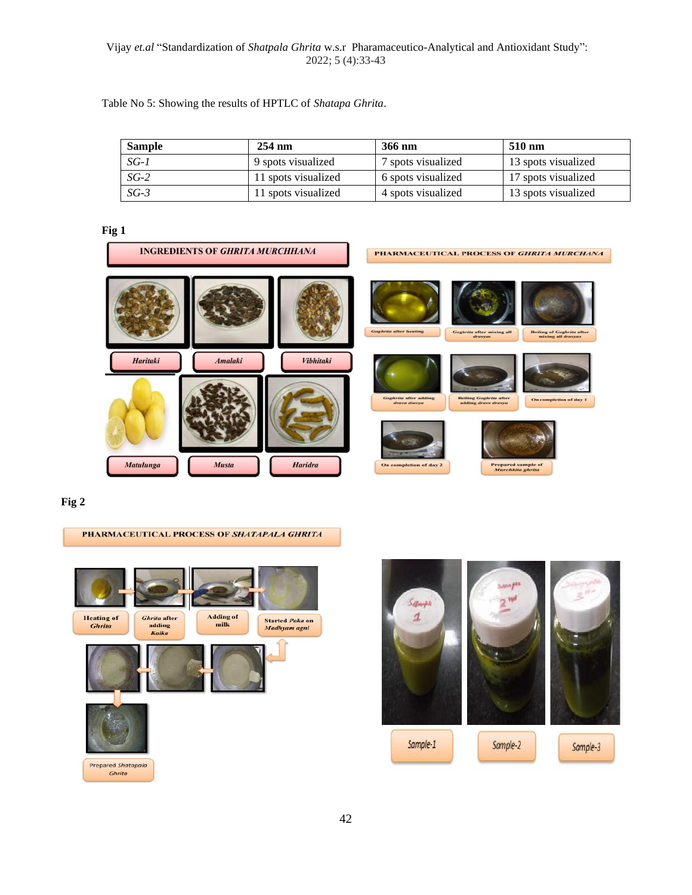Table No 5: Showing the results of HPTLC of *Shatapa Ghrita*.

| Sample | 254 nm | 366 nm | 510 nm |
|---|---|---|---|
| *SG-1* | 9 spots visualized | 7 spots visualized | 13 spots visualized |
| *SG-2* | 11 spots visualized | 6 spots visualized | 17 spots visualized |
| *SG-3* | 11 spots visualized | 4 spots visualized | 13 spots visualized |

**Fig 1**

**Fig 2**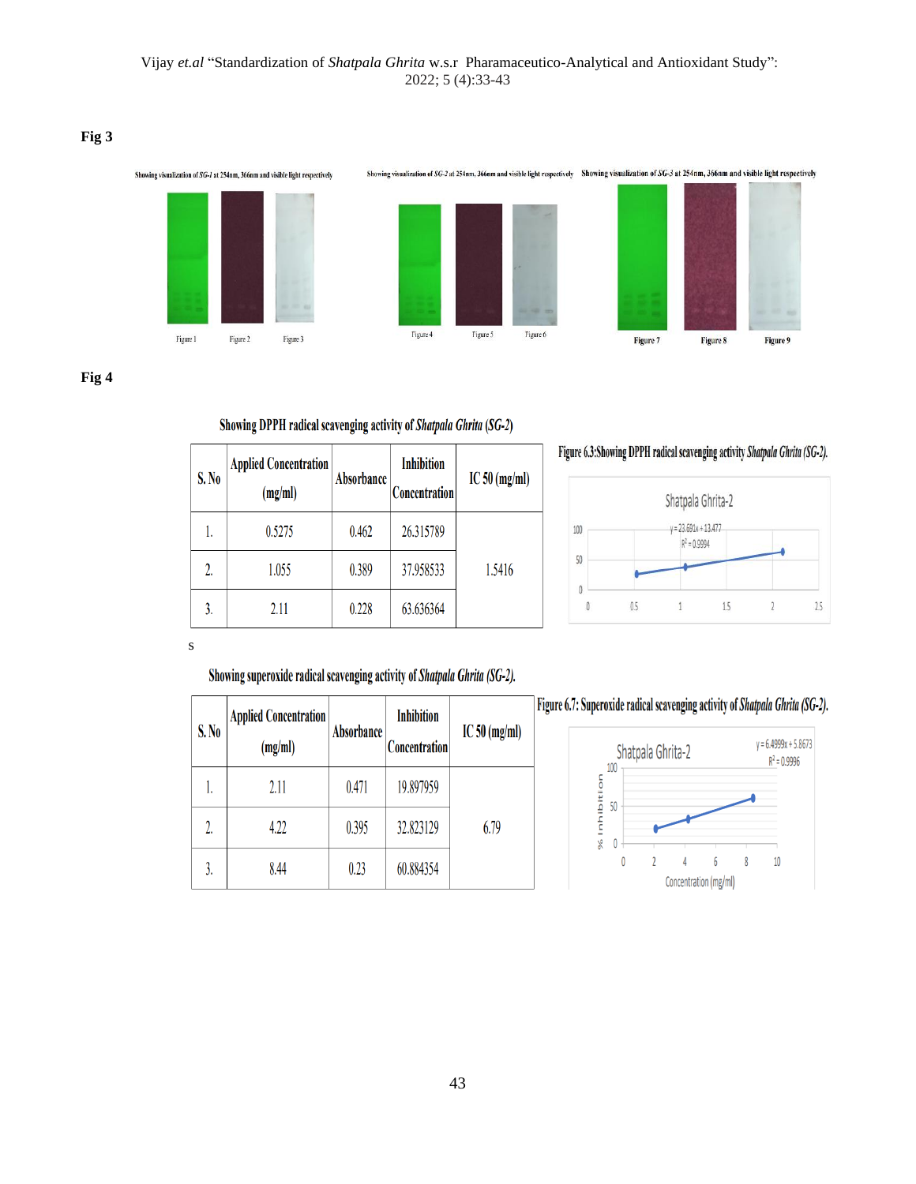**Fig 3**

Showing visualization of *SG-1* at 254nm, 366nm and visible light respectively

Figure 1 Figure 2 Figure 3

Showing visualization of *SG-2* at 254nm, 366nm and visible light respectively

Figure 4 Figure 5 Figure 6

Showing visualization of *SG-3* at 254nm, 366nm and visible light respectively

Figure 7 Figure 8 Figure 9

**Fig 4**

**Showing DPPH radical scavenging activity of *Shatpala Ghrita* (*SG-2*)**

| S. No | Applied Concentration (mg/ml) | Absorbance | Inhibition Concentration | IC 50 (mg/ml) |
|---|---|---|---|---|
| 1. | 0.5275 | 0.462 | 26.315789 | 1.5416 |
| 2. | 1.055 | 0.389 | 37.958533 | |
| 3. | 2.11 | 0.228 | 63.636364 | |

**Figure 6.3: Showing DPPH radical scavenging activity *Shatpala Ghrita (SG-2).***

Shatpala Ghrita-2

y = 23.691x + 13.477

$R^2$ = 0.9994

100
50
0

0 0.5 1 1.5 2 2.5

s

**Showing superoxide radical scavenging activity of *Shatpala Ghrita (SG-2).***

| S. No | Applied Concentration (mg/ml) | Absorbance | Inhibition Concentration | IC 50 (mg/ml) |
|---|---|---|---|---|
| 1. | 2.11 | 0.471 | 19.897959 | 6.79 |
| 2. | 4.22 | 0.395 | 32.823129 | |
| 3. | 8.44 | 0.23 | 60.884354 | |

**Figure 6.7: Superoxide radical scavenging activity of *Shatpala Ghrita (SG-2).***

Shatpala Ghrita-2

y = 6.4999x + 5.8673

$R^2$ = 0.9996

% Inhibition

100
50
0

0 2 4 6 8 10

Concentration (mg/ml)